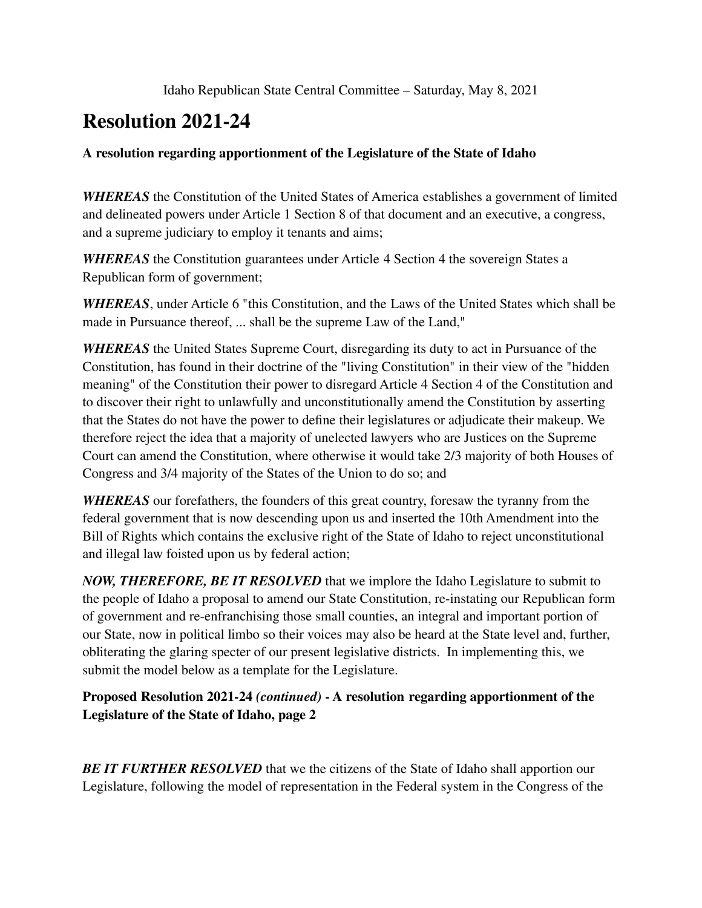Idaho Republican State Central Committee – Saturday, May 8, 2021

# Resolution 2021-24

**A resolution regarding apportionment of the Legislature of the State of Idaho**

***WHEREAS*** the Constitution of the United States of America establishes a government of limited and delineated powers under Article 1 Section 8 of that document and an executive, a congress, and a supreme judiciary to employ it tenants and aims;

***WHEREAS*** the Constitution guarantees under Article 4 Section 4 the sovereign States a Republican form of government;

***WHEREAS***, under Article 6 "this Constitution, and the Laws of the United States which shall be made in Pursuance thereof, ... shall be the supreme Law of the Land,"

***WHEREAS*** the United States Supreme Court, disregarding its duty to act in Pursuance of the Constitution, has found in their doctrine of the "living Constitution" in their view of the "hidden meaning" of the Constitution their power to disregard Article 4 Section 4 of the Constitution and to discover their right to unlawfully and unconstitutionally amend the Constitution by asserting that the States do not have the power to define their legislatures or adjudicate their makeup. We therefore reject the idea that a majority of unelected lawyers who are Justices on the Supreme Court can amend the Constitution, where otherwise it would take 2/3 majority of both Houses of Congress and 3/4 majority of the States of the Union to do so; and

***WHEREAS*** our forefathers, the founders of this great country, foresaw the tyranny from the federal government that is now descending upon us and inserted the 10th Amendment into the Bill of Rights which contains the exclusive right of the State of Idaho to reject unconstitutional and illegal law foisted upon us by federal action;

***NOW, THEREFORE, BE IT RESOLVED*** that we implore the Idaho Legislature to submit to the people of Idaho a proposal to amend our State Constitution, re-instating our Republican form of government and re-enfranchising those small counties, an integral and important portion of our State, now in political limbo so their voices may also be heard at the State level and, further, obliterating the glaring specter of our present legislative districts. In implementing this, we submit the model below as a template for the Legislature.

**Proposed Resolution 2021-24 *(continued)* - A resolution regarding apportionment of the Legislature of the State of Idaho, page 2**

***BE IT FURTHER RESOLVED*** that we the citizens of the State of Idaho shall apportion our Legislature, following the model of representation in the Federal system in the Congress of the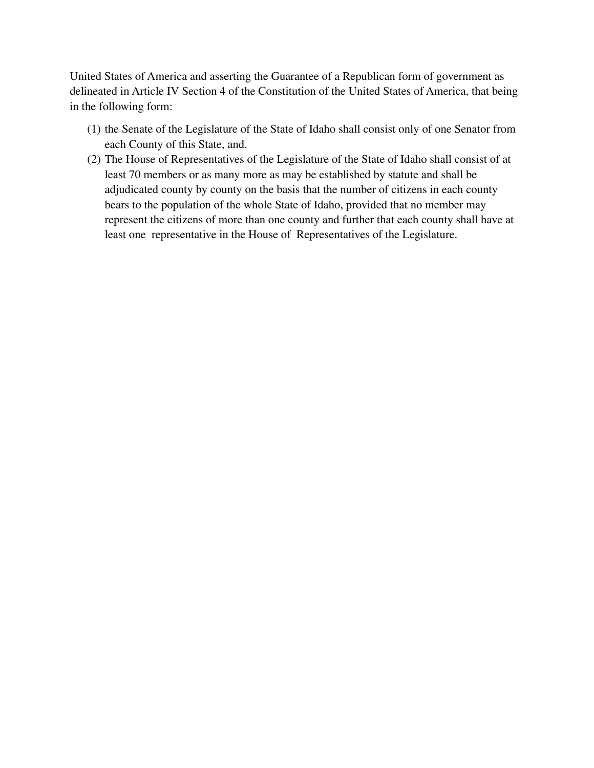United States of America and asserting the Guarantee of a Republican form of government as delineated in Article IV Section 4 of the Constitution of the United States of America, that being in the following form:

(1) the Senate of the Legislature of the State of Idaho shall consist only of one Senator from each County of this State, and.

(2) The House of Representatives of the Legislature of the State of Idaho shall consist of at least 70 members or as many more as may be established by statute and shall be adjudicated county by county on the basis that the number of citizens in each county bears to the population of the whole State of Idaho, provided that no member may represent the citizens of more than one county and further that each county shall have at least one representative in the House of Representatives of the Legislature.